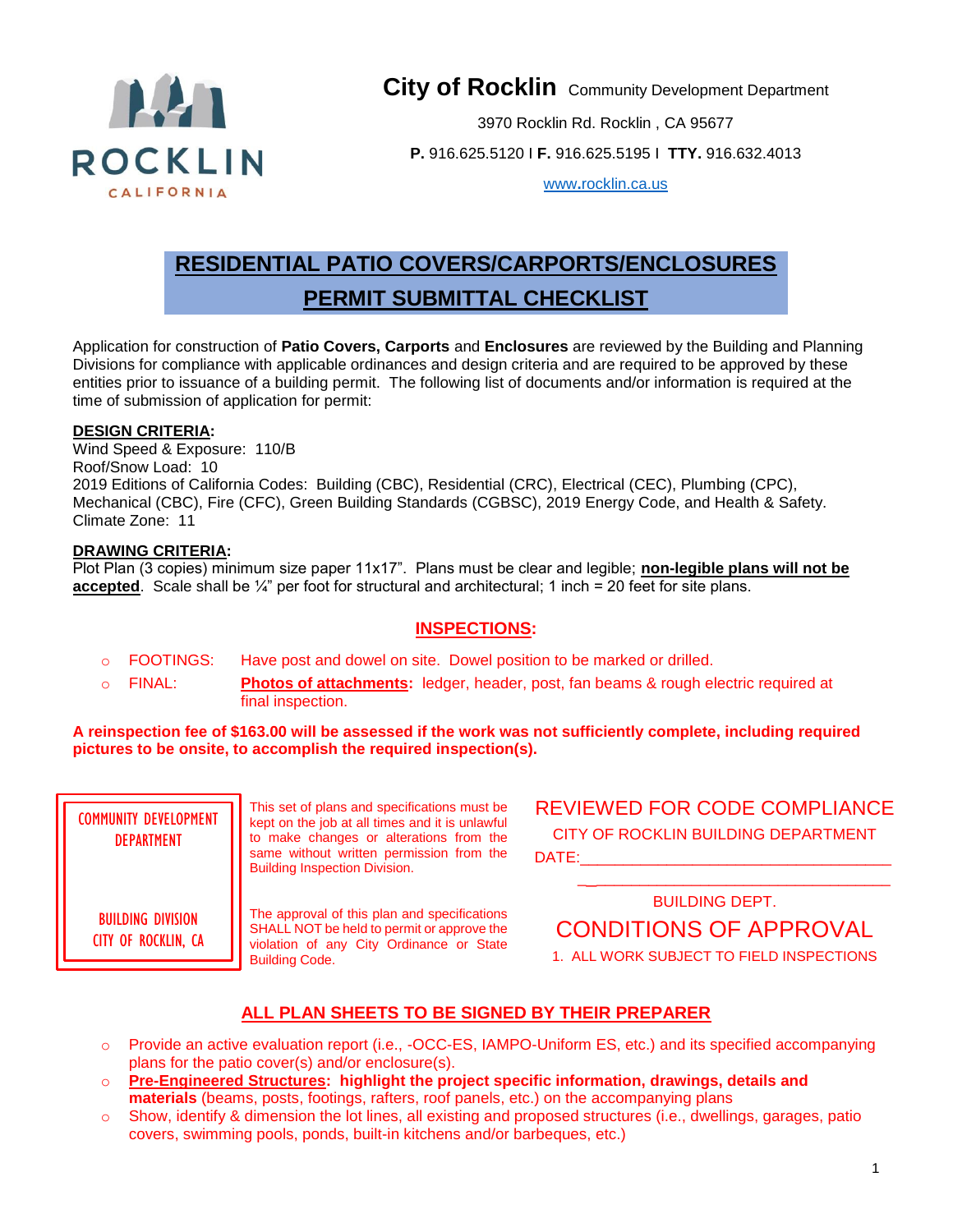**City of Rockling** Community Development Department

3970 Rocklin Rd. Rocklin , CA 95677

**P.** 916.625.5120 I **F.** 916.625.5195 I **TTY.** 916.632.4013

www.rocklin.ca.us

# RESIDENTIAL PATIO COVERS/CARPORTS/ENCLOSURES PERMIT SUBMITTAL CHECKLIST

Application for construction of **Patio Covers, Carports** and **Enclosures** are reviewed by the Building and Planning Divisions for compliance with applicable ordinances and design criteria and are required to be approved by these entities prior to issuance of a building permit. The following list of documents and/or information is required at the time of submission of application for permit:

**DESIGN CRITERIA:**
Wind Speed & Exposure: 110/B
Roof/Snow Load: 10
2019 Editions of California Codes: Building (CBC), Residential (CRC), Electrical (CEC), Plumbing (CPC), Mechanical (CBC), Fire (CFC), Green Building Standards (CGBSC), 2019 Energy Code, and Health & Safety.
Climate Zone: 11

**DRAWING CRITERIA:**
Plot Plan (3 copies) minimum size paper 11x17". Plans must be clear and legible; **non-legible plans will not be accepted**. Scale shall be ¼" per foot for structural and architectural; 1 inch = 20 feet for site plans.

## INSPECTIONS:

- FOOTINGS: Have post and dowel on site. Dowel position to be marked or drilled.
- FINAL: **Photos of attachments:** ledger, header, post, fan beams & rough electric required at final inspection.

**A reinspection fee of $163.00 will be assessed if the work was not sufficiently complete, including required pictures to be onsite, to accomplish the required inspection(s).**

COMMUNITY DEVELOPMENT DEPARTMENT

BUILDING DIVISION
CITY OF ROCKLIN, CA

This set of plans and specifications must be kept on the job at all times and it is unlawful to make changes or alterations from the same without written permission from the Building Inspection Division.

The approval of this plan and specifications SHALL NOT be held to permit or approve the violation of any City Ordinance or State Building Code.

REVIEWED FOR CODE COMPLIANCE
CITY OF ROCKLIN BUILDING DEPARTMENT
DATE:\_\_\_\_\_\_\_\_\_\_\_\_\_\_\_\_\_\_\_\_\_\_\_\_\_\_\_\_\_\_\_\_

\_\_\_\_\_\_\_\_\_\_\_\_\_\_\_\_\_\_\_\_\_\_\_\_\_\_\_\_\_\_\_\_
BUILDING DEPT.

CONDITIONS OF APPROVAL
1. ALL WORK SUBJECT TO FIELD INSPECTIONS

## ALL PLAN SHEETS TO BE SIGNED BY THEIR PREPARER

- Provide an active evaluation report (i.e., -OCC-ES, IAMPO-Uniform ES, etc.) and its specified accompanying plans for the patio cover(s) and/or enclosure(s).
- **Pre-Engineered Structures: highlight the project specific information, drawings, details and materials** (beams, posts, footings, rafters, roof panels, etc.) on the accompanying plans
- Show, identify & dimension the lot lines, all existing and proposed structures (i.e., dwellings, garages, patio covers, swimming pools, ponds, built-in kitchens and/or barbeques, etc.)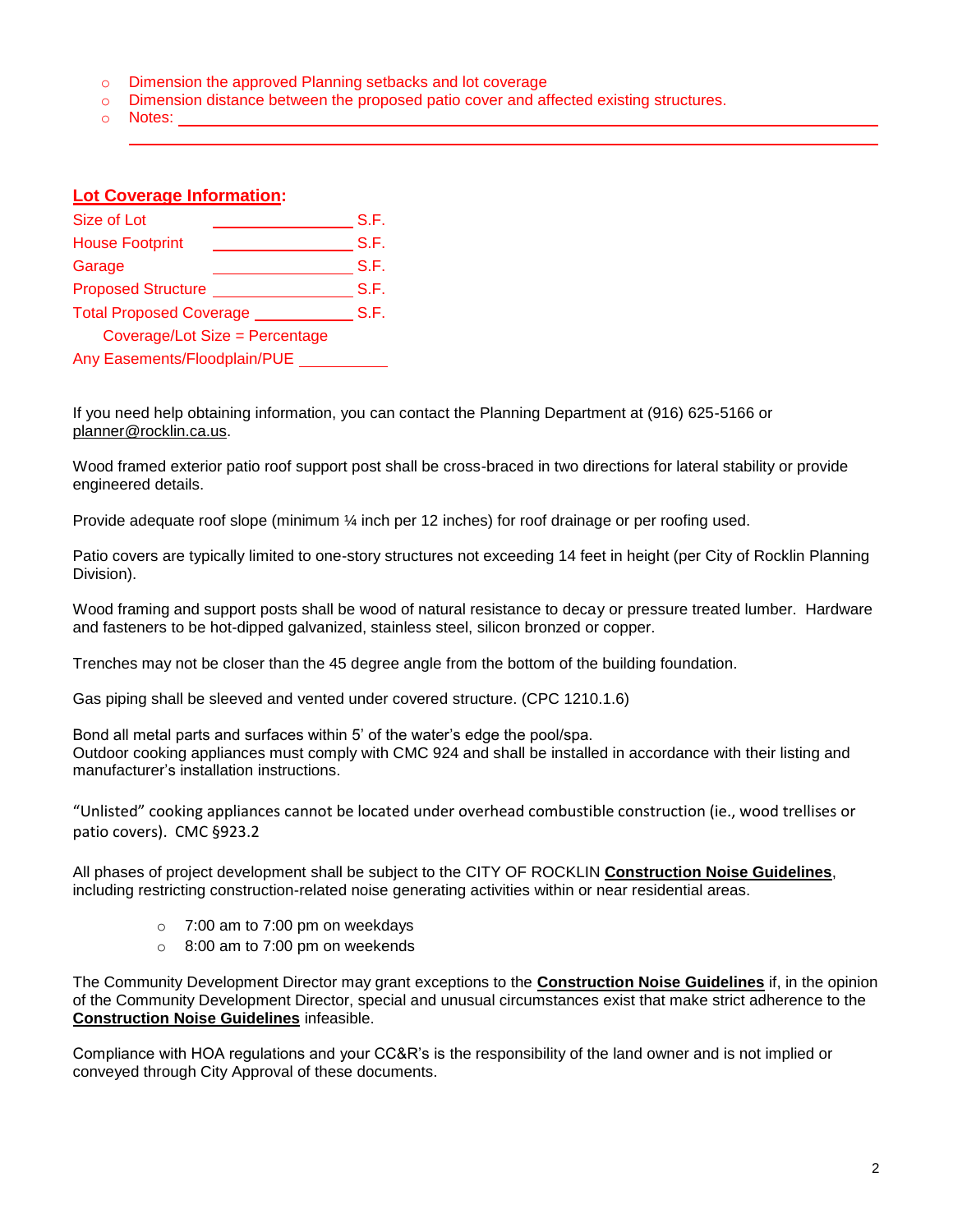- Dimension the approved Planning setbacks and lot coverage
- Dimension distance between the proposed patio cover and affected existing structures.
- Notes: ______________________________________________________________________

  ______________________________________________________________________

## **Lot Coverage Information:**

Size of Lot ________________ S.F.

House Footprint ________________ S.F.

Garage ________________ S.F.

Proposed Structure ________________ S.F.

Total Proposed Coverage ____________ S.F.

Coverage/Lot Size = Percentage

Any Easements/Floodplain/PUE __________

If you need help obtaining information, you can contact the Planning Department at (916) 625-5166 or planner@rocklin.ca.us.

Wood framed exterior patio roof support post shall be cross-braced in two directions for lateral stability or provide engineered details.

Provide adequate roof slope (minimum ¼ inch per 12 inches) for roof drainage or per roofing used.

Patio covers are typically limited to one-story structures not exceeding 14 feet in height (per City of Rocklin Planning Division).

Wood framing and support posts shall be wood of natural resistance to decay or pressure treated lumber. Hardware and fasteners to be hot-dipped galvanized, stainless steel, silicon bronzed or copper.

Trenches may not be closer than the 45 degree angle from the bottom of the building foundation.

Gas piping shall be sleeved and vented under covered structure. (CPC 1210.1.6)

Bond all metal parts and surfaces within 5' of the water's edge the pool/spa.
Outdoor cooking appliances must comply with CMC 924 and shall be installed in accordance with their listing and manufacturer's installation instructions.

"Unlisted" cooking appliances cannot be located under overhead combustible construction (ie., wood trellises or patio covers). CMC §923.2

All phases of project development shall be subject to the CITY OF ROCKLIN **Construction Noise Guidelines**, including restricting construction-related noise generating activities within or near residential areas.

- 7:00 am to 7:00 pm on weekdays
- 8:00 am to 7:00 pm on weekends

The Community Development Director may grant exceptions to the **Construction Noise Guidelines** if, in the opinion of the Community Development Director, special and unusual circumstances exist that make strict adherence to the **Construction Noise Guidelines** infeasible.

Compliance with HOA regulations and your CC&R's is the responsibility of the land owner and is not implied or conveyed through City Approval of these documents.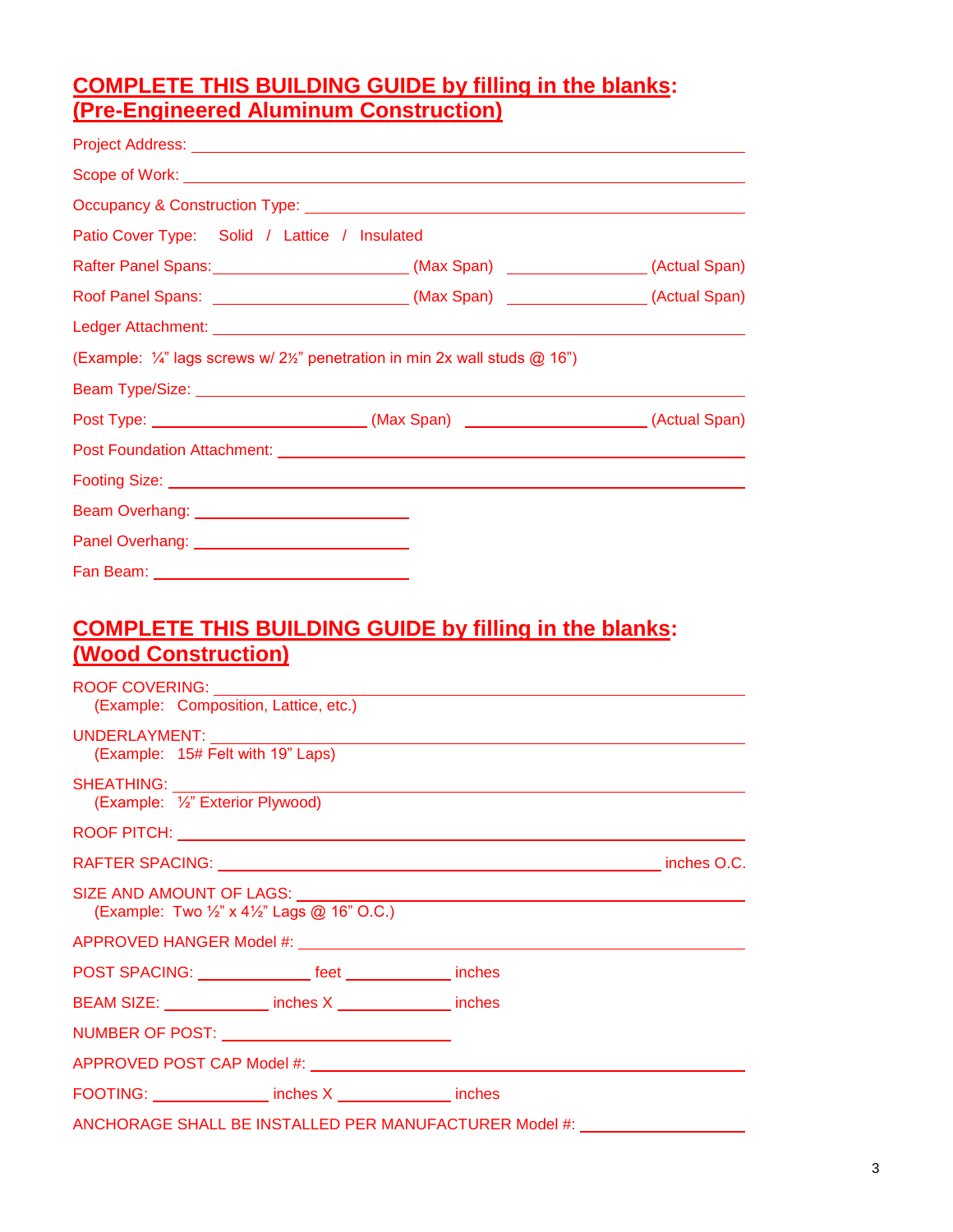## COMPLETE THIS BUILDING GUIDE by filling in the blanks: (Pre-Engineered Aluminum Construction)

Project Address: ______________________________

Scope of Work: ______________________________

Occupancy & Construction Type: ______________________________

Patio Cover Type: Solid / Lattice / Insulated

Rafter Panel Spans: ______________ (Max Span) ______________ (Actual Span)

Roof Panel Spans: ______________ (Max Span) ______________ (Actual Span)

Ledger Attachment: ______________________________

(Example: ¼" lags screws w/ 2½" penetration in min 2x wall studs @ 16")

Beam Type/Size: ______________________________

Post Type: ______________ (Max Span) ______________ (Actual Span)

Post Foundation Attachment: ______________________________

Footing Size: ______________________________

Beam Overhang: ______________

Panel Overhang: ______________

Fan Beam: ______________

## COMPLETE THIS BUILDING GUIDE by filling in the blanks: (Wood Construction)

ROOF COVERING: ______________________________
(Example: Composition, Lattice, etc.)

UNDERLAYMENT: ______________________________
(Example: 15# Felt with 19" Laps)

SHEATHING: ______________________________
(Example: ½" Exterior Plywood)

ROOF PITCH: ______________________________

RAFTER SPACING: ______________________________ inches O.C.

SIZE AND AMOUNT OF LAGS: ______________________________
(Example: Two ½" x 4½" Lags @ 16" O.C.)

APPROVED HANGER Model #: ______________________________

POST SPACING: ______________ feet ______________ inches

BEAM SIZE: ______________ inches X ______________ inches

NUMBER OF POST: ______________

APPROVED POST CAP Model #: ______________________________

FOOTING: ______________ inches X ______________ inches

ANCHORAGE SHALL BE INSTALLED PER MANUFACTURER Model #: ______________